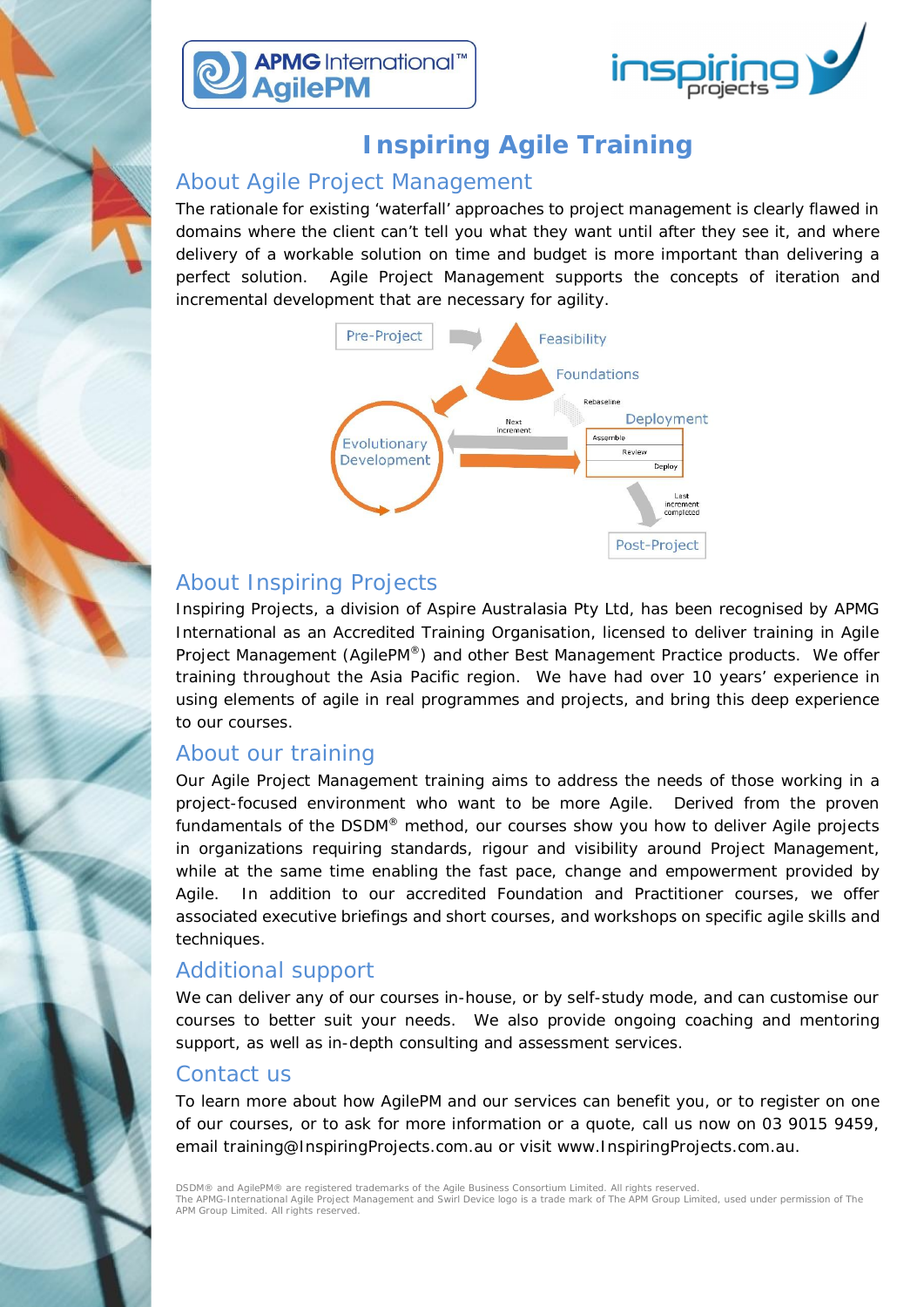APMG International™ AgilePM

inspiring projects

# Inspiring Agile Training

## About Agile Project Management

The rationale for existing 'waterfall' approaches to project management is clearly flawed in domains where the client can't tell you what they want until after they see it, and where delivery of a workable solution on time and budget is more important than delivering a perfect solution. Agile Project Management supports the concepts of iteration and incremental development that are necessary for agility.

Pre-Project

Feasibility

Foundations

Rebaseline

Deployment

Assemble

Review

Deploy

Next increment

Evolutionary Development

Last increment completed

Post-Project

## About Inspiring Projects

Inspiring Projects, a division of Aspire Australasia Pty Ltd, has been recognised by APMG International as an Accredited Training Organisation, licensed to deliver training in Agile Project Management (AgilePM®) and other Best Management Practice products. We offer training throughout the Asia Pacific region. We have had over 10 years' experience in using elements of agile in real programmes and projects, and bring this deep experience to our courses.

## About our training

Our Agile Project Management training aims to address the needs of those working in a project-focused environment who want to be more Agile. Derived from the proven fundamentals of the DSDM® method, our courses show you how to deliver Agile projects in organizations requiring standards, rigour and visibility around Project Management, while at the same time enabling the fast pace, change and empowerment provided by Agile. In addition to our accredited Foundation and Practitioner courses, we offer associated executive briefings and short courses, and workshops on specific agile skills and techniques.

## Additional support

We can deliver any of our courses in-house, or by self-study mode, and can customise our courses to better suit your needs. We also provide ongoing coaching and mentoring support, as well as in-depth consulting and assessment services.

## Contact us

To learn more about how AgilePM and our services can benefit you, or to register on one of our courses, or to ask for more information or a quote, call us now on 03 9015 9459, email training@InspiringProjects.com.au or visit www.InspiringProjects.com.au.

DSDM® and AgilePM® are registered trademarks of the Agile Business Consortium Limited. All rights reserved.
The APMG-International Agile Project Management and Swirl Device logo is a trade mark of The APM Group Limited, used under permission of The APM Group Limited. All rights reserved.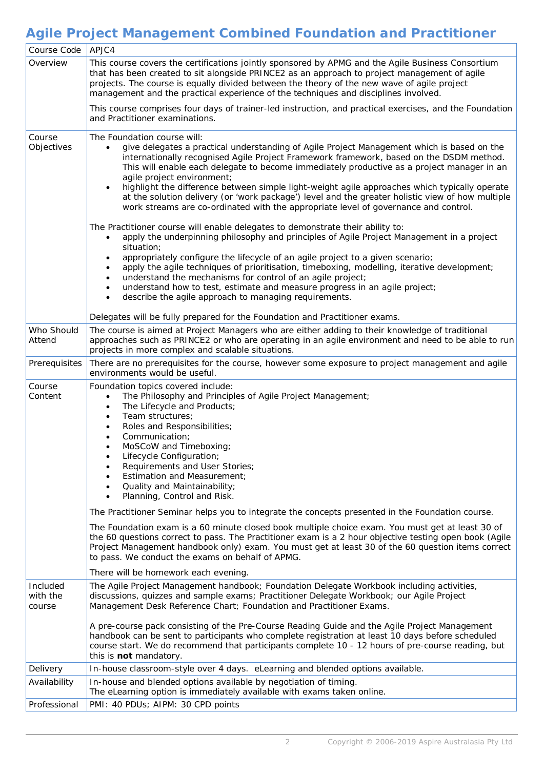# Agile Project Management Combined Foundation and Practitioner

| Course Code | APJC4 |
|---|---|
| Overview | This course covers the certifications jointly sponsored by APMG and the Agile Business Consortium that has been created to sit alongside PRINCE2 as an approach to project management of agile projects. The course is equally divided between the theory of the new wave of agile project management and the practical experience of the techniques and disciplines involved.<br><br>This course comprises four days of trainer-led instruction, and practical exercises, and the Foundation and Practitioner examinations. |
| Course Objectives | The Foundation course will:<br>• give delegates a practical understanding of Agile Project Management which is based on the internationally recognised Agile Project Framework framework, based on the DSDM method. This will enable each delegate to become immediately productive as a project manager in an agile project environment;<br>• highlight the difference between simple light-weight agile approaches which typically operate at the solution delivery (or 'work package') level and the greater holistic view of how multiple work streams are co-ordinated with the appropriate level of governance and control.<br><br>The Practitioner course will enable delegates to demonstrate their ability to:<br>• apply the underpinning philosophy and principles of Agile Project Management in a project situation;<br>• appropriately configure the lifecycle of an agile project to a given scenario;<br>• apply the agile techniques of prioritisation, timeboxing, modelling, iterative development;<br>• understand the mechanisms for control of an agile project;<br>• understand how to test, estimate and measure progress in an agile project;<br>• describe the agile approach to managing requirements.<br><br>Delegates will be fully prepared for the Foundation and Practitioner exams. |
| Who Should Attend | The course is aimed at Project Managers who are either adding to their knowledge of traditional approaches such as PRINCE2 or who are operating in an agile environment and need to be able to run projects in more complex and scalable situations. |
| Prerequisites | There are no prerequisites for the course, however some exposure to project management and agile environments would be useful. |
| Course Content | Foundation topics covered include:<br>• The Philosophy and Principles of Agile Project Management;<br>• The Lifecycle and Products;<br>• Team structures;<br>• Roles and Responsibilities;<br>• Communication;<br>• MoSCoW and Timeboxing;<br>• Lifecycle Configuration;<br>• Requirements and User Stories;<br>• Estimation and Measurement;<br>• Quality and Maintainability;<br>• Planning, Control and Risk.<br><br>The Practitioner Seminar helps you to integrate the concepts presented in the Foundation course.<br><br>The Foundation exam is a 60 minute closed book multiple choice exam. You must get at least 30 of the 60 questions correct to pass. The Practitioner exam is a 2 hour objective testing open book (Agile Project Management handbook only) exam. You must get at least 30 of the 60 question items correct to pass. We conduct the exams on behalf of APMG.<br><br>There will be homework each evening. |
| Included with the course | The Agile Project Management handbook; Foundation Delegate Workbook including activities, discussions, quizzes and sample exams; Practitioner Delegate Workbook; our Agile Project Management Desk Reference Chart; Foundation and Practitioner Exams.<br><br>A pre-course pack consisting of the Pre-Course Reading Guide and the Agile Project Management handbook can be sent to participants who complete registration at least 10 days before scheduled course start. We do recommend that participants complete 10 - 12 hours of pre-course reading, but this is **not** mandatory. |
| Delivery | In-house classroom-style over 4 days. eLearning and blended options available. |
| Availability | In-house and blended options available by negotiation of timing.<br>The eLearning option is immediately available with exams taken online. |
| Professional | PMI: 40 PDUs; AIPM: 30 CPD points |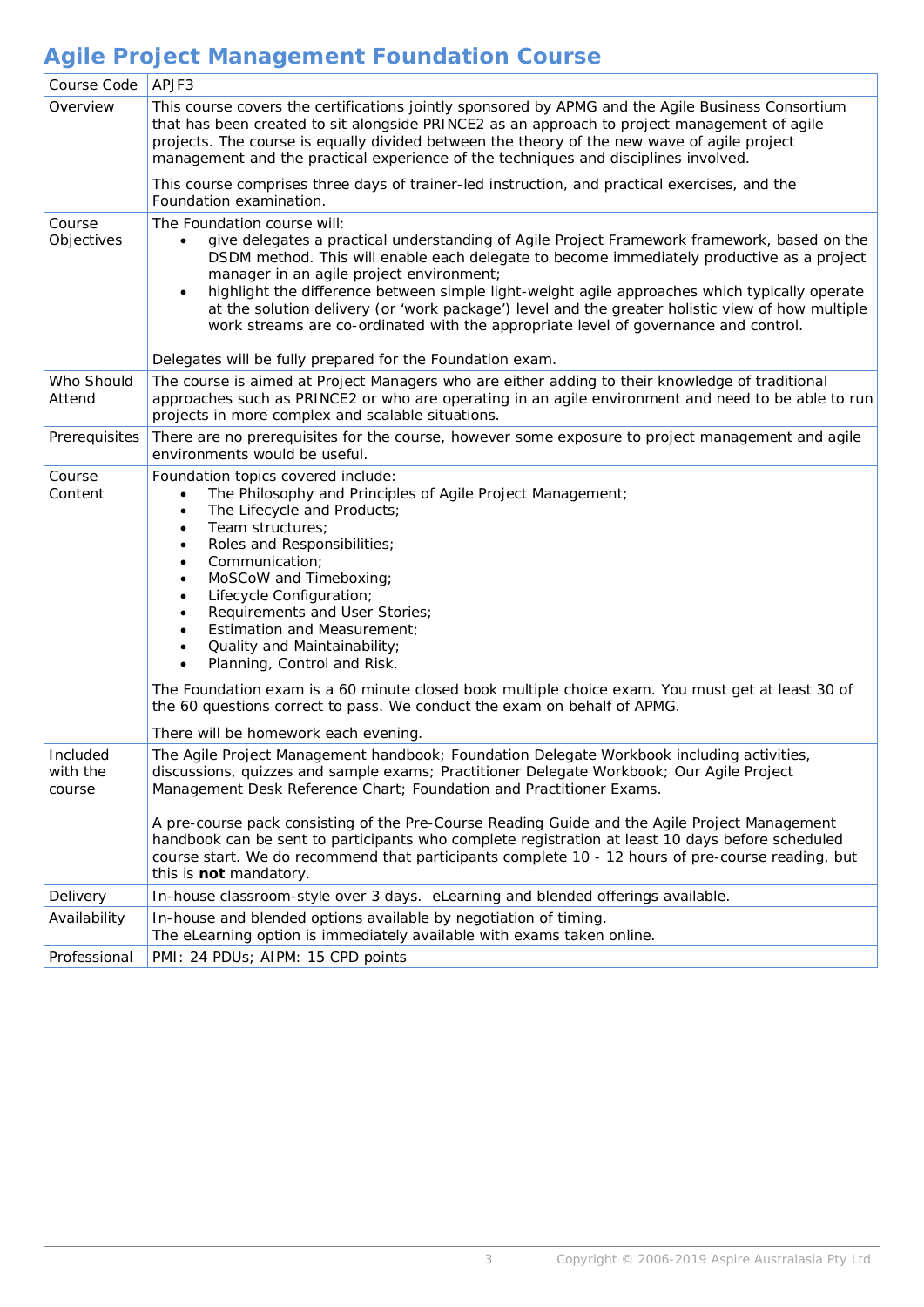# Agile Project Management Foundation Course

| Course Code | APJF3 |
|---|---|
| Overview | This course covers the certifications jointly sponsored by APMG and the Agile Business Consortium that has been created to sit alongside PRINCE2 as an approach to project management of agile projects. The course is equally divided between the theory of the new wave of agile project management and the practical experience of the techniques and disciplines involved.<br><br>This course comprises three days of trainer-led instruction, and practical exercises, and the Foundation examination. |
| Course Objectives | The Foundation course will:<br>• give delegates a practical understanding of Agile Project Framework framework, based on the DSDM method. This will enable each delegate to become immediately productive as a project manager in an agile project environment;<br>• highlight the difference between simple light-weight agile approaches which typically operate at the solution delivery (or 'work package') level and the greater holistic view of how multiple work streams are co-ordinated with the appropriate level of governance and control.<br><br>Delegates will be fully prepared for the Foundation exam. |
| Who Should Attend | The course is aimed at Project Managers who are either adding to their knowledge of traditional approaches such as PRINCE2 or who are operating in an agile environment and need to be able to run projects in more complex and scalable situations. |
| Prerequisites | There are no prerequisites for the course, however some exposure to project management and agile environments would be useful. |
| Course Content | Foundation topics covered include:<br>• The Philosophy and Principles of Agile Project Management;<br>• The Lifecycle and Products;<br>• Team structures;<br>• Roles and Responsibilities;<br>• Communication;<br>• MoSCoW and Timeboxing;<br>• Lifecycle Configuration;<br>• Requirements and User Stories;<br>• Estimation and Measurement;<br>• Quality and Maintainability;<br>• Planning, Control and Risk.<br><br>The Foundation exam is a 60 minute closed book multiple choice exam. You must get at least 30 of the 60 questions correct to pass. We conduct the exam on behalf of APMG.<br><br>There will be homework each evening. |
| Included with the course | The Agile Project Management handbook; Foundation Delegate Workbook including activities, discussions, quizzes and sample exams; Practitioner Delegate Workbook; Our Agile Project Management Desk Reference Chart; Foundation and Practitioner Exams.<br><br>A pre-course pack consisting of the Pre-Course Reading Guide and the Agile Project Management handbook can be sent to participants who complete registration at least 10 days before scheduled course start. We do recommend that participants complete 10 - 12 hours of pre-course reading, but this is **not** mandatory. |
| Delivery | In-house classroom-style over 3 days. eLearning and blended offerings available. |
| Availability | In-house and blended options available by negotiation of timing.<br>The eLearning option is immediately available with exams taken online. |
| Professional | PMI: 24 PDUs; AIPM: 15 CPD points |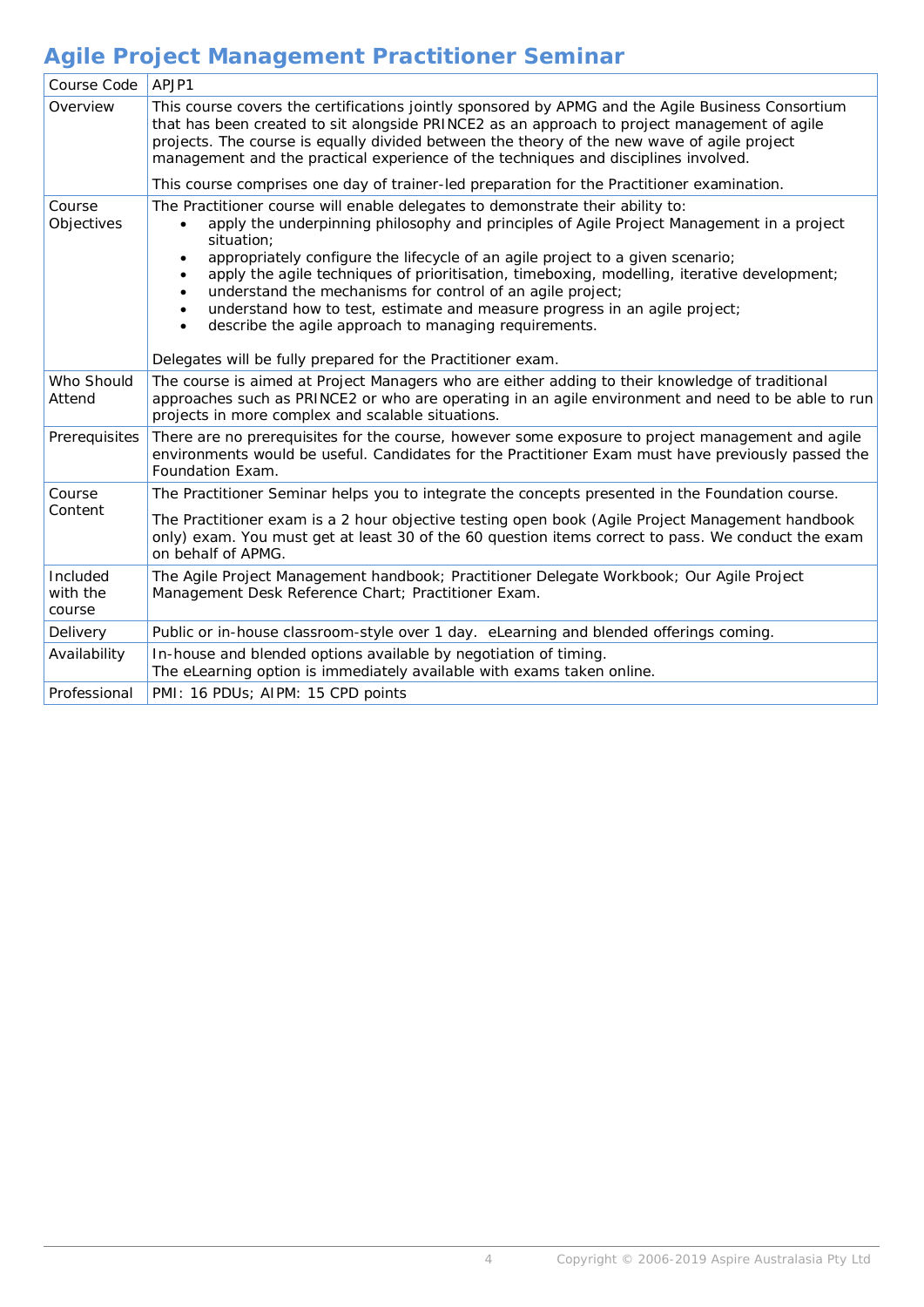# Agile Project Management Practitioner Seminar

| | |
|---|---|
| Course Code | APJP1 |
| Overview | This course covers the certifications jointly sponsored by APMG and the Agile Business Consortium that has been created to sit alongside PRINCE2 as an approach to project management of agile projects. The course is equally divided between the theory of the new wave of agile project management and the practical experience of the techniques and disciplines involved.<br><br>This course comprises one day of trainer-led preparation for the Practitioner examination. |
| Course Objectives | The Practitioner course will enable delegates to demonstrate their ability to:<br>• apply the underpinning philosophy and principles of Agile Project Management in a project situation;<br>• appropriately configure the lifecycle of an agile project to a given scenario;<br>• apply the agile techniques of prioritisation, timeboxing, modelling, iterative development;<br>• understand the mechanisms for control of an agile project;<br>• understand how to test, estimate and measure progress in an agile project;<br>• describe the agile approach to managing requirements.<br><br>Delegates will be fully prepared for the Practitioner exam. |
| Who Should Attend | The course is aimed at Project Managers who are either adding to their knowledge of traditional approaches such as PRINCE2 or who are operating in an agile environment and need to be able to run projects in more complex and scalable situations. |
| Prerequisites | There are no prerequisites for the course, however some exposure to project management and agile environments would be useful. Candidates for the Practitioner Exam must have previously passed the Foundation Exam. |
| Course Content | The Practitioner Seminar helps you to integrate the concepts presented in the Foundation course.<br><br>The Practitioner exam is a 2 hour objective testing open book (Agile Project Management handbook only) exam. You must get at least 30 of the 60 question items correct to pass. We conduct the exam on behalf of APMG. |
| Included with the course | The Agile Project Management handbook; Practitioner Delegate Workbook; Our Agile Project Management Desk Reference Chart; Practitioner Exam. |
| Delivery | Public or in-house classroom-style over 1 day. eLearning and blended offerings coming. |
| Availability | In-house and blended options available by negotiation of timing.<br>The eLearning option is immediately available with exams taken online. |
| Professional | PMI: 16 PDUs; AIPM: 15 CPD points |